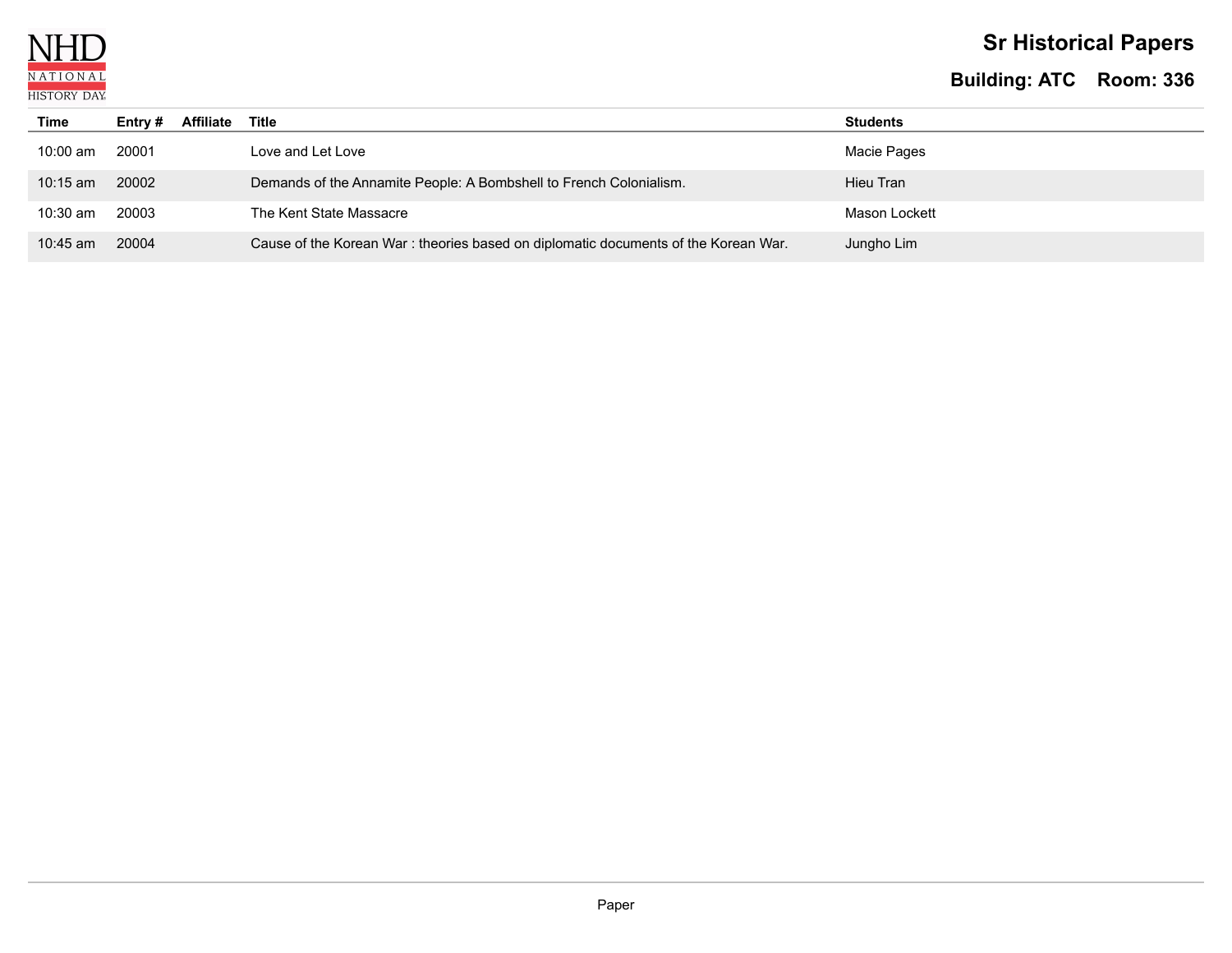# Sr Historical Papers

## Building: ATC Room: 336

| Time | Entry # | Affiliate | Title | Students |
|---|---|---|---|---|
| 10:00 am | 20001 | | Love and Let Love | Macie Pages |
| 10:15 am | 20002 | | Demands of the Annamite People: A Bombshell to French Colonialism. | Hieu Tran |
| 10:30 am | 20003 | | The Kent State Massacre | Mason Lockett |
| 10:45 am | 20004 | | Cause of the Korean War : theories based on diplomatic documents of the Korean War. | Jungho Lim |

Paper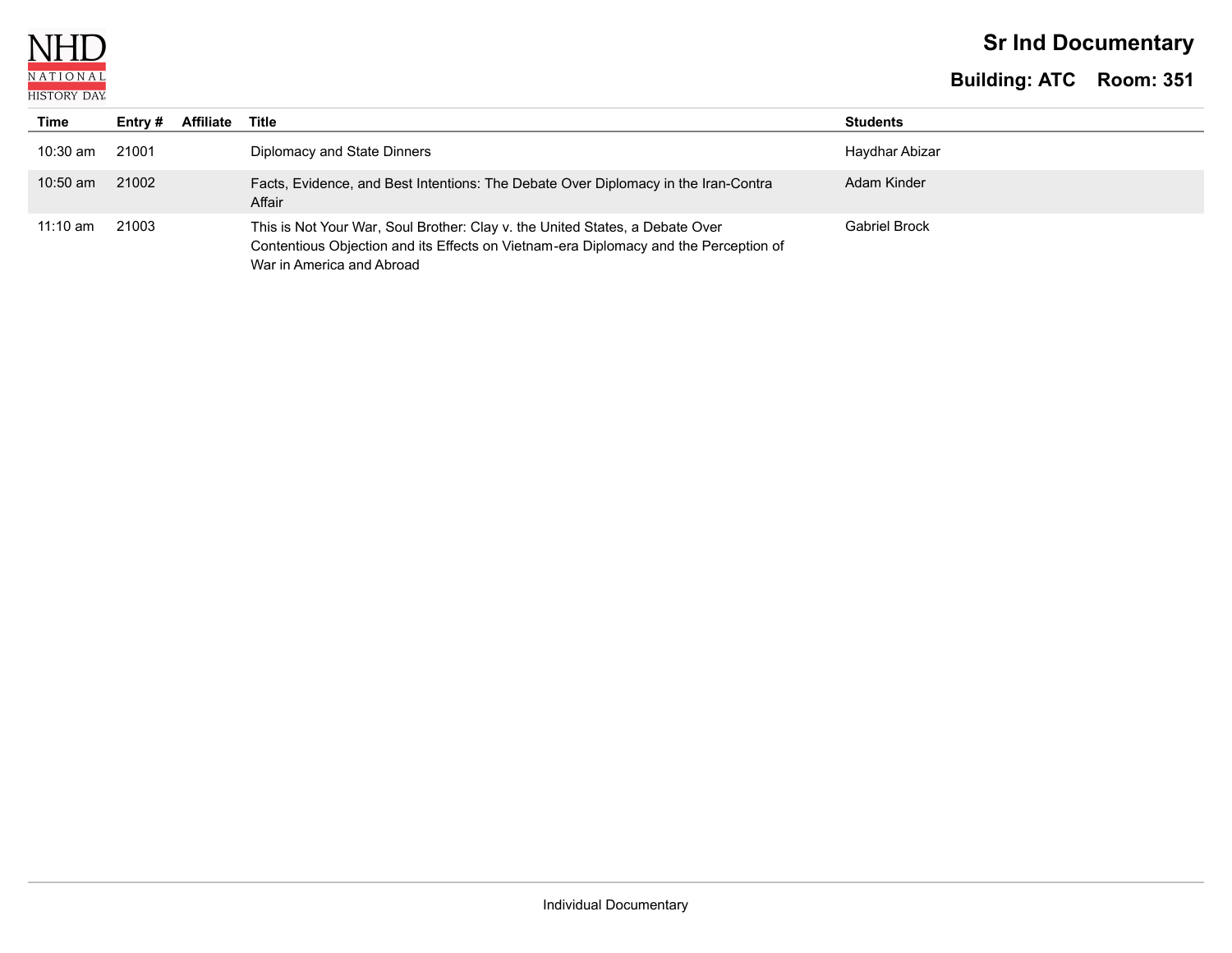NHD NATIONAL HISTORY DAY

# Sr Ind Documentary

## Building: ATC Room: 351

| Time | Entry # | Affiliate | Title | Students |
|---|---|---|---|---|
| 10:30 am | 21001 | | Diplomacy and State Dinners | Haydhar Abizar |
| 10:50 am | 21002 | | Facts, Evidence, and Best Intentions: The Debate Over Diplomacy in the Iran-Contra Affair | Adam Kinder |
| 11:10 am | 21003 | | This is Not Your War, Soul Brother: Clay v. the United States, a Debate Over Contentious Objection and its Effects on Vietnam-era Diplomacy and the Perception of War in America and Abroad | Gabriel Brock |

Individual Documentary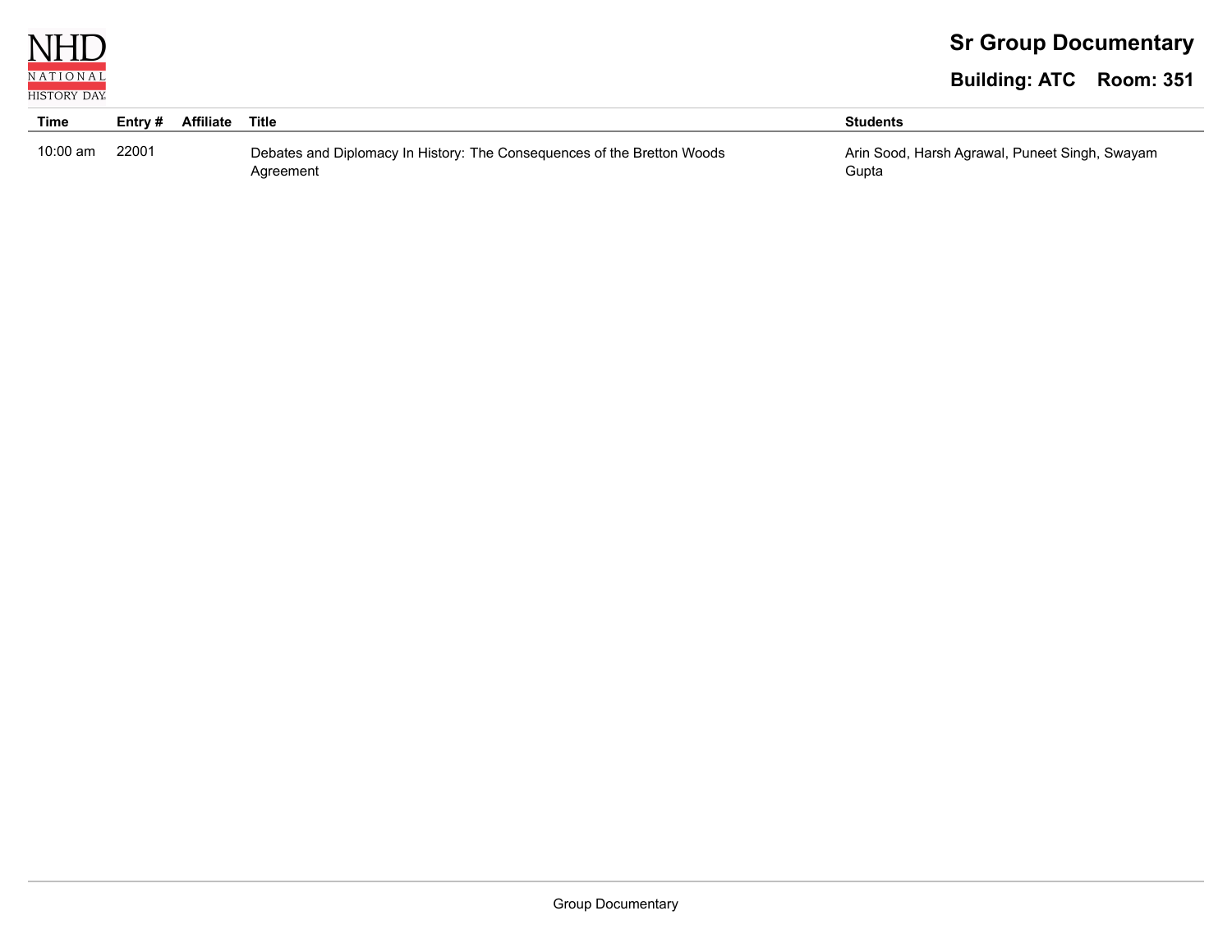# Sr Group Documentary

## Building: ATC Room: 351

| Time | Entry # | Affiliate | Title | Students |
|---|---|---|---|---|
| 10:00 am | 22001 | | Debates and Diplomacy In History: The Consequences of the Bretton Woods Agreement | Arin Sood, Harsh Agrawal, Puneet Singh, Swayam Gupta |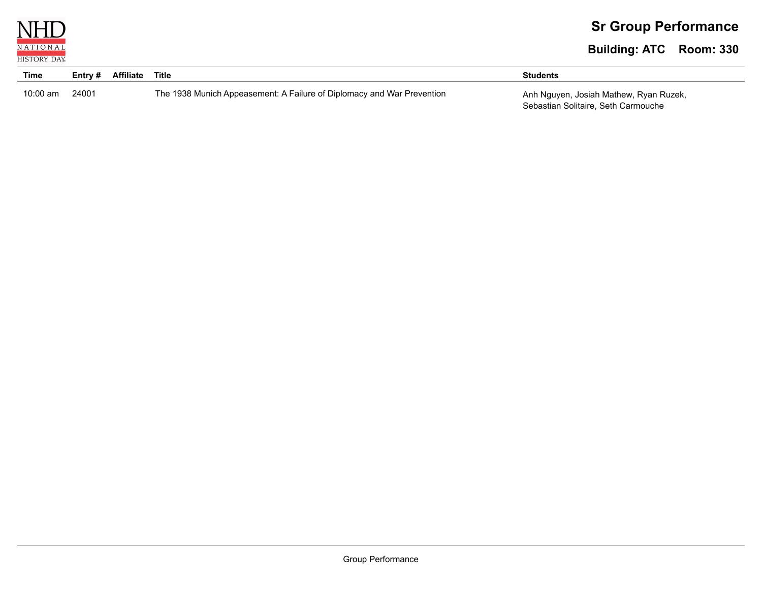# Sr Group Performance

## Building: ATC Room: 330

| Time | Entry # | Affiliate | Title | Students |
|---|---|---|---|---|
| 10:00 am | 24001 | | The 1938 Munich Appeasement: A Failure of Diplomacy and War Prevention | Anh Nguyen, Josiah Mathew, Ryan Ruzek, Sebastian Solitaire, Seth Carmouche |

Group Performance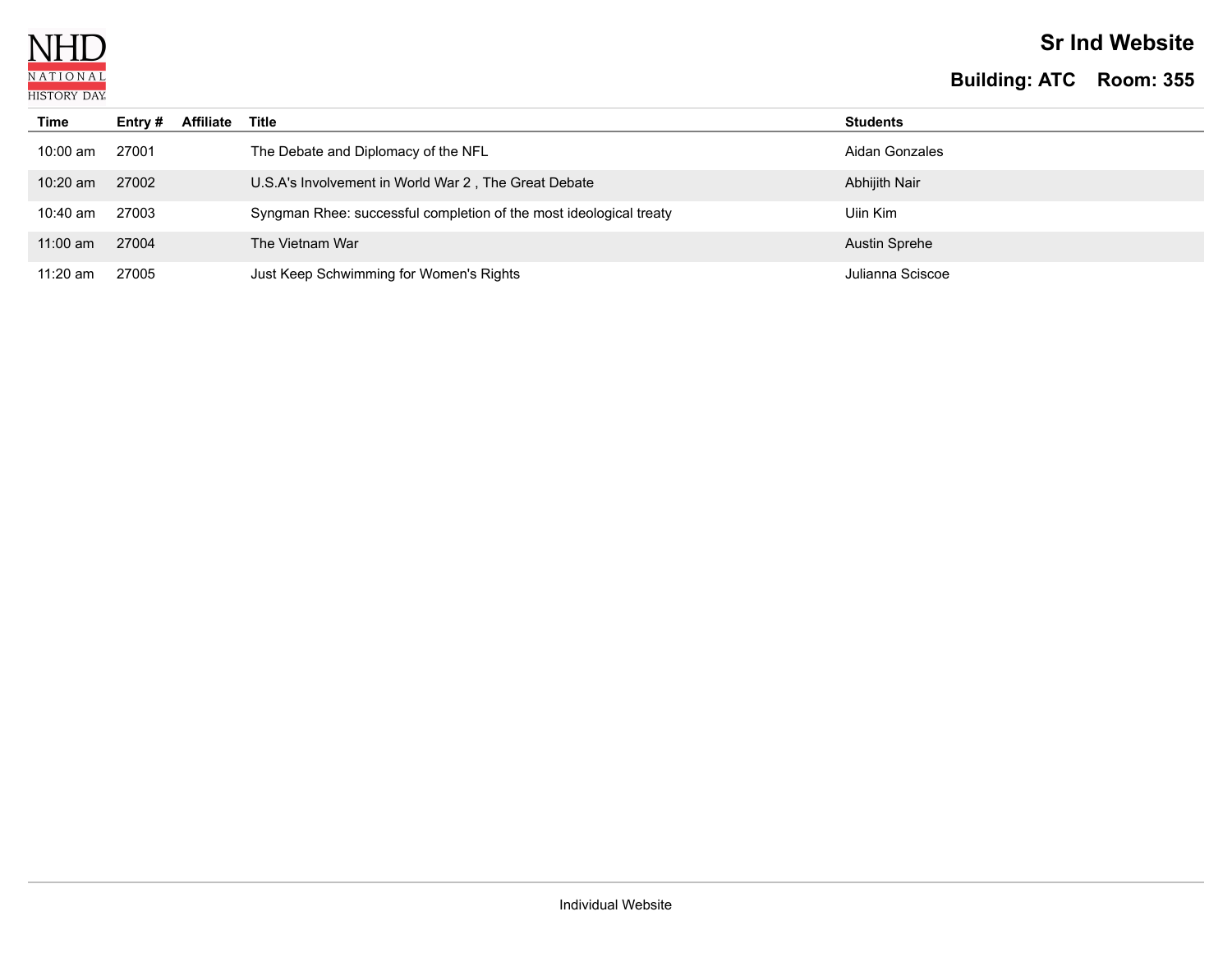# Sr Ind Website

## Building: ATC Room: 355

| Time | Entry # | Affiliate | Title | Students |
|---|---|---|---|---|
| 10:00 am | 27001 | | The Debate and Diplomacy of the NFL | Aidan Gonzales |
| 10:20 am | 27002 | | U.S.A's Involvement in World War 2 , The Great Debate | Abhijith Nair |
| 10:40 am | 27003 | | Syngman Rhee: successful completion of the most ideological treaty | Uiin Kim |
| 11:00 am | 27004 | | The Vietnam War | Austin Sprehe |
| 11:20 am | 27005 | | Just Keep Schwimming for Women's Rights | Julianna Sciscoe |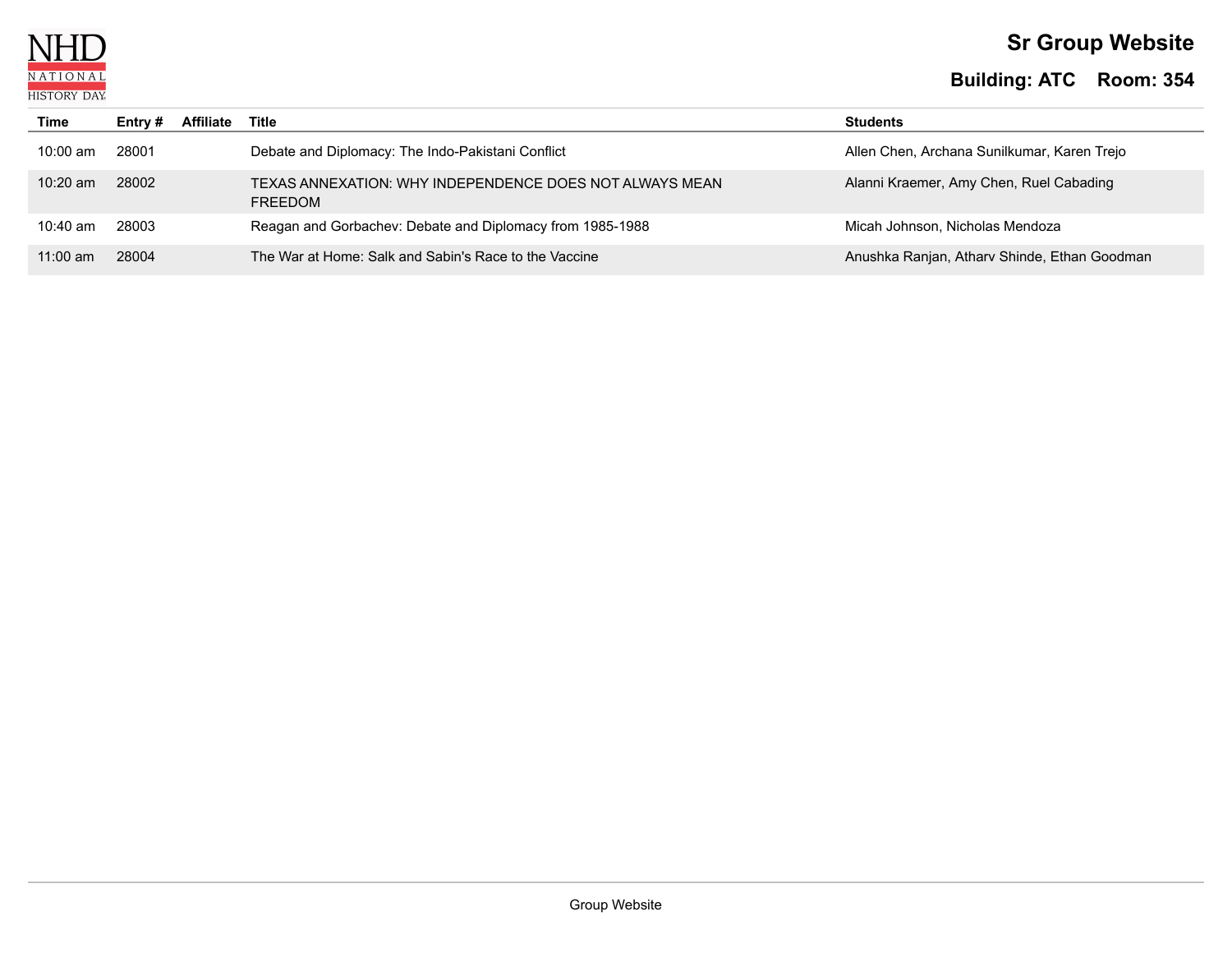# Sr Group Website

## Building: ATC Room: 354

| Time | Entry # | Affiliate | Title | Students |
|---|---|---|---|---|
| 10:00 am | 28001 | | Debate and Diplomacy: The Indo-Pakistani Conflict | Allen Chen, Archana Sunilkumar, Karen Trejo |
| 10:20 am | 28002 | | TEXAS ANNEXATION: WHY INDEPENDENCE DOES NOT ALWAYS MEAN FREEDOM | Alanni Kraemer, Amy Chen, Ruel Cabading |
| 10:40 am | 28003 | | Reagan and Gorbachev: Debate and Diplomacy from 1985-1988 | Micah Johnson, Nicholas Mendoza |
| 11:00 am | 28004 | | The War at Home: Salk and Sabin's Race to the Vaccine | Anushka Ranjan, Atharv Shinde, Ethan Goodman |